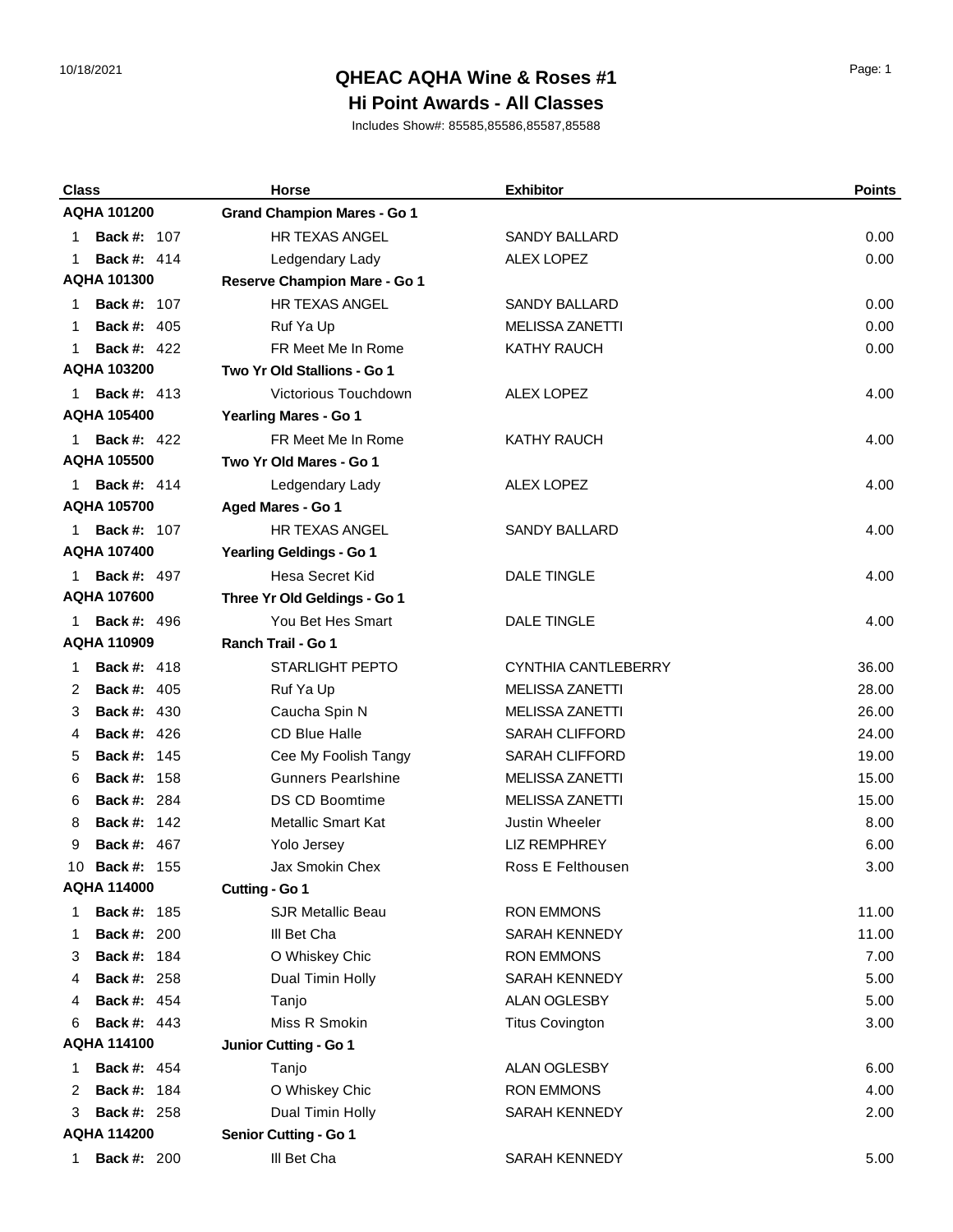# QHEAC AQHA Wine & Roses #1

## Hi Point Awards - All Classes

Includes Show#: 85585,85586,85587,85588

| Class | Horse | Exhibitor | Points |
|---|---|---|---|
| **AQHA 101200** | **Grand Champion Mares - Go 1** | | |
| 1 **Back #:** 107 | HR TEXAS ANGEL | SANDY BALLARD | 0.00 |
| 1 **Back #:** 414 | Ledgendary Lady | ALEX LOPEZ | 0.00 |
| **AQHA 101300** | **Reserve Champion Mare - Go 1** | | |
| 1 **Back #:** 107 | HR TEXAS ANGEL | SANDY BALLARD | 0.00 |
| 1 **Back #:** 405 | Ruf Ya Up | MELISSA ZANETTI | 0.00 |
| 1 **Back #:** 422 | FR Meet Me In Rome | KATHY RAUCH | 0.00 |
| **AQHA 103200** | **Two Yr Old Stallions - Go 1** | | |
| 1 **Back #:** 413 | Victorious Touchdown | ALEX LOPEZ | 4.00 |
| **AQHA 105400** | **Yearling Mares - Go 1** | | |
| 1 **Back #:** 422 | FR Meet Me In Rome | KATHY RAUCH | 4.00 |
| **AQHA 105500** | **Two Yr Old Mares - Go 1** | | |
| 1 **Back #:** 414 | Ledgendary Lady | ALEX LOPEZ | 4.00 |
| **AQHA 105700** | **Aged Mares - Go 1** | | |
| 1 **Back #:** 107 | HR TEXAS ANGEL | SANDY BALLARD | 4.00 |
| **AQHA 107400** | **Yearling Geldings - Go 1** | | |
| 1 **Back #:** 497 | Hesa Secret Kid | DALE TINGLE | 4.00 |
| **AQHA 107600** | **Three Yr Old Geldings - Go 1** | | |
| 1 **Back #:** 496 | You Bet Hes Smart | DALE TINGLE | 4.00 |
| **AQHA 110909** | **Ranch Trail - Go 1** | | |
| 1 **Back #:** 418 | STARLIGHT PEPTO | CYNTHIA CANTLEBERRY | 36.00 |
| 2 **Back #:** 405 | Ruf Ya Up | MELISSA ZANETTI | 28.00 |
| 3 **Back #:** 430 | Caucha Spin N | MELISSA ZANETTI | 26.00 |
| 4 **Back #:** 426 | CD Blue Halle | SARAH CLIFFORD | 24.00 |
| 5 **Back #:** 145 | Cee My Foolish Tangy | SARAH CLIFFORD | 19.00 |
| 6 **Back #:** 158 | Gunners Pearlshine | MELISSA ZANETTI | 15.00 |
| 6 **Back #:** 284 | DS CD Boomtime | MELISSA ZANETTI | 15.00 |
| 8 **Back #:** 142 | Metallic Smart Kat | Justin Wheeler | 8.00 |
| 9 **Back #:** 467 | Yolo Jersey | LIZ REMPHREY | 6.00 |
| 10 **Back #:** 155 | Jax Smokin Chex | Ross E Felthousen | 3.00 |
| **AQHA 114000** | **Cutting - Go 1** | | |
| 1 **Back #:** 185 | SJR Metallic Beau | RON EMMONS | 11.00 |
| 1 **Back #:** 200 | Ill Bet Cha | SARAH KENNEDY | 11.00 |
| 3 **Back #:** 184 | O Whiskey Chic | RON EMMONS | 7.00 |
| 4 **Back #:** 258 | Dual Timin Holly | SARAH KENNEDY | 5.00 |
| 4 **Back #:** 454 | Tanjo | ALAN OGLESBY | 5.00 |
| 6 **Back #:** 443 | Miss R Smokin | Titus Covington | 3.00 |
| **AQHA 114100** | **Junior Cutting - Go 1** | | |
| 1 **Back #:** 454 | Tanjo | ALAN OGLESBY | 6.00 |
| 2 **Back #:** 184 | O Whiskey Chic | RON EMMONS | 4.00 |
| 3 **Back #:** 258 | Dual Timin Holly | SARAH KENNEDY | 2.00 |
| **AQHA 114200** | **Senior Cutting - Go 1** | | |
| 1 **Back #:** 200 | Ill Bet Cha | SARAH KENNEDY | 5.00 |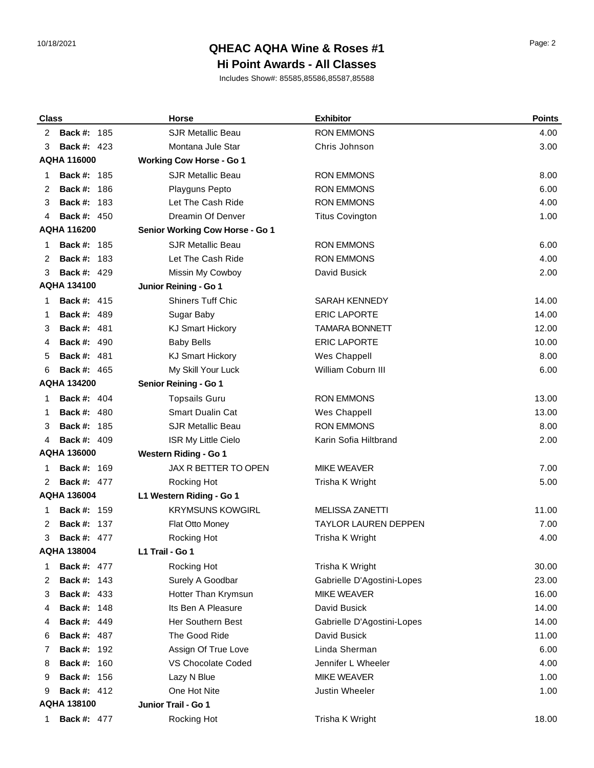# QHEAC AQHA Wine & Roses #1

## Hi Point Awards - All Classes

Includes Show#: 85585,85586,85587,85588

| Class | | Horse | Exhibitor | Points |
|---|---|---|---|---|
| 2 | **Back #:** 185 | SJR Metallic Beau | RON EMMONS | 4.00 |
| 3 | **Back #:** 423 | Montana Jule Star | Chris Johnson | 3.00 |
| **AQHA 116000** | | **Working Cow Horse - Go 1** | | |
| 1 | **Back #:** 185 | SJR Metallic Beau | RON EMMONS | 8.00 |
| 2 | **Back #:** 186 | Playguns Pepto | RON EMMONS | 6.00 |
| 3 | **Back #:** 183 | Let The Cash Ride | RON EMMONS | 4.00 |
| 4 | **Back #:** 450 | Dreamin Of Denver | Titus Covington | 1.00 |
| **AQHA 116200** | | **Senior Working Cow Horse - Go 1** | | |
| 1 | **Back #:** 185 | SJR Metallic Beau | RON EMMONS | 6.00 |
| 2 | **Back #:** 183 | Let The Cash Ride | RON EMMONS | 4.00 |
| 3 | **Back #:** 429 | Missin My Cowboy | David Busick | 2.00 |
| **AQHA 134100** | | **Junior Reining - Go 1** | | |
| 1 | **Back #:** 415 | Shiners Tuff Chic | SARAH KENNEDY | 14.00 |
| 1 | **Back #:** 489 | Sugar Baby | ERIC LAPORTE | 14.00 |
| 3 | **Back #:** 481 | KJ Smart Hickory | TAMARA BONNETT | 12.00 |
| 4 | **Back #:** 490 | Baby Bells | ERIC LAPORTE | 10.00 |
| 5 | **Back #:** 481 | KJ Smart Hickory | Wes Chappell | 8.00 |
| 6 | **Back #:** 465 | My Skill Your Luck | William Coburn III | 6.00 |
| **AQHA 134200** | | **Senior Reining - Go 1** | | |
| 1 | **Back #:** 404 | Topsails Guru | RON EMMONS | 13.00 |
| 1 | **Back #:** 480 | Smart Dualin Cat | Wes Chappell | 13.00 |
| 3 | **Back #:** 185 | SJR Metallic Beau | RON EMMONS | 8.00 |
| 4 | **Back #:** 409 | ISR My Little Cielo | Karin Sofia Hiltbrand | 2.00 |
| **AQHA 136000** | | **Western Riding - Go 1** | | |
| 1 | **Back #:** 169 | JAX R BETTER TO OPEN | MIKE WEAVER | 7.00 |
| 2 | **Back #:** 477 | Rocking Hot | Trisha K Wright | 5.00 |
| **AQHA 136004** | | **L1 Western Riding - Go 1** | | |
| 1 | **Back #:** 159 | KRYMSUNS KOWGIRL | MELISSA ZANETTI | 11.00 |
| 2 | **Back #:** 137 | Flat Otto Money | TAYLOR LAUREN DEPPEN | 7.00 |
| 3 | **Back #:** 477 | Rocking Hot | Trisha K Wright | 4.00 |
| **AQHA 138004** | | **L1 Trail - Go 1** | | |
| 1 | **Back #:** 477 | Rocking Hot | Trisha K Wright | 30.00 |
| 2 | **Back #:** 143 | Surely A Goodbar | Gabrielle D'Agostini-Lopes | 23.00 |
| 3 | **Back #:** 433 | Hotter Than Krymsun | MIKE WEAVER | 16.00 |
| 4 | **Back #:** 148 | Its Ben A Pleasure | David Busick | 14.00 |
| 4 | **Back #:** 449 | Her Southern Best | Gabrielle D'Agostini-Lopes | 14.00 |
| 6 | **Back #:** 487 | The Good Ride | David Busick | 11.00 |
| 7 | **Back #:** 192 | Assign Of True Love | Linda Sherman | 6.00 |
| 8 | **Back #:** 160 | VS Chocolate Coded | Jennifer L Wheeler | 4.00 |
| 9 | **Back #:** 156 | Lazy N Blue | MIKE WEAVER | 1.00 |
| 9 | **Back #:** 412 | One Hot Nite | Justin Wheeler | 1.00 |
| **AQHA 138100** | | **Junior Trail - Go 1** | | |
| 1 | **Back #:** 477 | Rocking Hot | Trisha K Wright | 18.00 |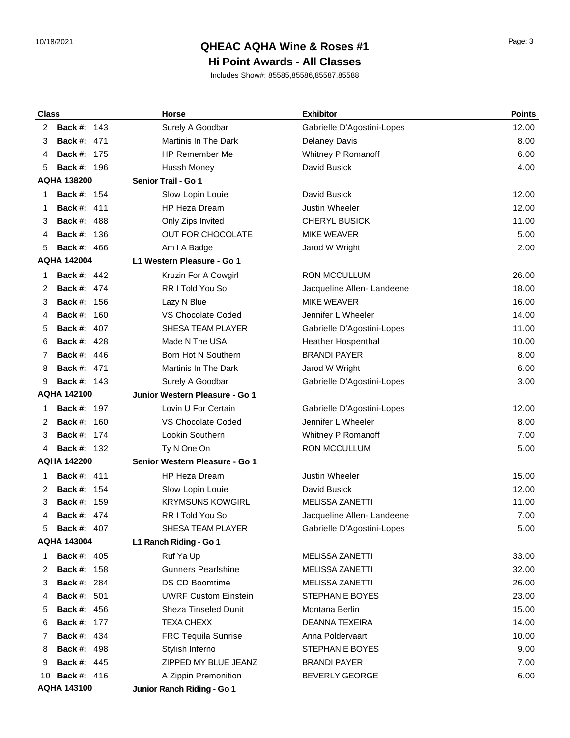# QHEAC AQHA Wine & Roses #1

## Hi Point Awards - All Classes

Includes Show#: 85585,85586,85587,85588

| Class | | Horse | Exhibitor | Points |
|---|---|---|---|---|
| 2 | **Back #:** 143 | Surely A Goodbar | Gabrielle D'Agostini-Lopes | 12.00 |
| 3 | **Back #:** 471 | Martinis In The Dark | Delaney Davis | 8.00 |
| 4 | **Back #:** 175 | HP Remember Me | Whitney P Romanoff | 6.00 |
| 5 | **Back #:** 196 | Hussh Money | David Busick | 4.00 |
| **AQHA 138200** | | **Senior Trail - Go 1** | | |
| 1 | **Back #:** 154 | Slow Lopin Louie | David Busick | 12.00 |
| 1 | **Back #:** 411 | HP Heza Dream | Justin Wheeler | 12.00 |
| 3 | **Back #:** 488 | Only Zips Invited | CHERYL BUSICK | 11.00 |
| 4 | **Back #:** 136 | OUT FOR CHOCOLATE | MIKE WEAVER | 5.00 |
| 5 | **Back #:** 466 | Am I A Badge | Jarod W Wright | 2.00 |
| **AQHA 142004** | | **L1 Western Pleasure - Go 1** | | |
| 1 | **Back #:** 442 | Kruzin For A Cowgirl | RON MCCULLUM | 26.00 |
| 2 | **Back #:** 474 | RR I Told You So | Jacqueline Allen- Landeene | 18.00 |
| 3 | **Back #:** 156 | Lazy N Blue | MIKE WEAVER | 16.00 |
| 4 | **Back #:** 160 | VS Chocolate Coded | Jennifer L Wheeler | 14.00 |
| 5 | **Back #:** 407 | SHESA TEAM PLAYER | Gabrielle D'Agostini-Lopes | 11.00 |
| 6 | **Back #:** 428 | Made N The USA | Heather Hospenthal | 10.00 |
| 7 | **Back #:** 446 | Born Hot N Southern | BRANDI PAYER | 8.00 |
| 8 | **Back #:** 471 | Martinis In The Dark | Jarod W Wright | 6.00 |
| 9 | **Back #:** 143 | Surely A Goodbar | Gabrielle D'Agostini-Lopes | 3.00 |
| **AQHA 142100** | | **Junior Western Pleasure - Go 1** | | |
| 1 | **Back #:** 197 | Lovin U For Certain | Gabrielle D'Agostini-Lopes | 12.00 |
| 2 | **Back #:** 160 | VS Chocolate Coded | Jennifer L Wheeler | 8.00 |
| 3 | **Back #:** 174 | Lookin Southern | Whitney P Romanoff | 7.00 |
| 4 | **Back #:** 132 | Ty N One On | RON MCCULLUM | 5.00 |
| **AQHA 142200** | | **Senior Western Pleasure - Go 1** | | |
| 1 | **Back #:** 411 | HP Heza Dream | Justin Wheeler | 15.00 |
| 2 | **Back #:** 154 | Slow Lopin Louie | David Busick | 12.00 |
| 3 | **Back #:** 159 | KRYMSUNS KOWGIRL | MELISSA ZANETTI | 11.00 |
| 4 | **Back #:** 474 | RR I Told You So | Jacqueline Allen- Landeene | 7.00 |
| 5 | **Back #:** 407 | SHESA TEAM PLAYER | Gabrielle D'Agostini-Lopes | 5.00 |
| **AQHA 143004** | | **L1 Ranch Riding - Go 1** | | |
| 1 | **Back #:** 405 | Ruf Ya Up | MELISSA ZANETTI | 33.00 |
| 2 | **Back #:** 158 | Gunners Pearlshine | MELISSA ZANETTI | 32.00 |
| 3 | **Back #:** 284 | DS CD Boomtime | MELISSA ZANETTI | 26.00 |
| 4 | **Back #:** 501 | UWRF Custom Einstein | STEPHANIE BOYES | 23.00 |
| 5 | **Back #:** 456 | Sheza Tinseled Dunit | Montana Berlin | 15.00 |
| 6 | **Back #:** 177 | TEXA CHEXX | DEANNA TEXEIRA | 14.00 |
| 7 | **Back #:** 434 | FRC Tequila Sunrise | Anna Poldervaart | 10.00 |
| 8 | **Back #:** 498 | Stylish Inferno | STEPHANIE BOYES | 9.00 |
| 9 | **Back #:** 445 | ZIPPED MY BLUE JEANZ | BRANDI PAYER | 7.00 |
| 10 | **Back #:** 416 | A Zippin Premonition | BEVERLY GEORGE | 6.00 |
| **AQHA 143100** | | **Junior Ranch Riding - Go 1** | | |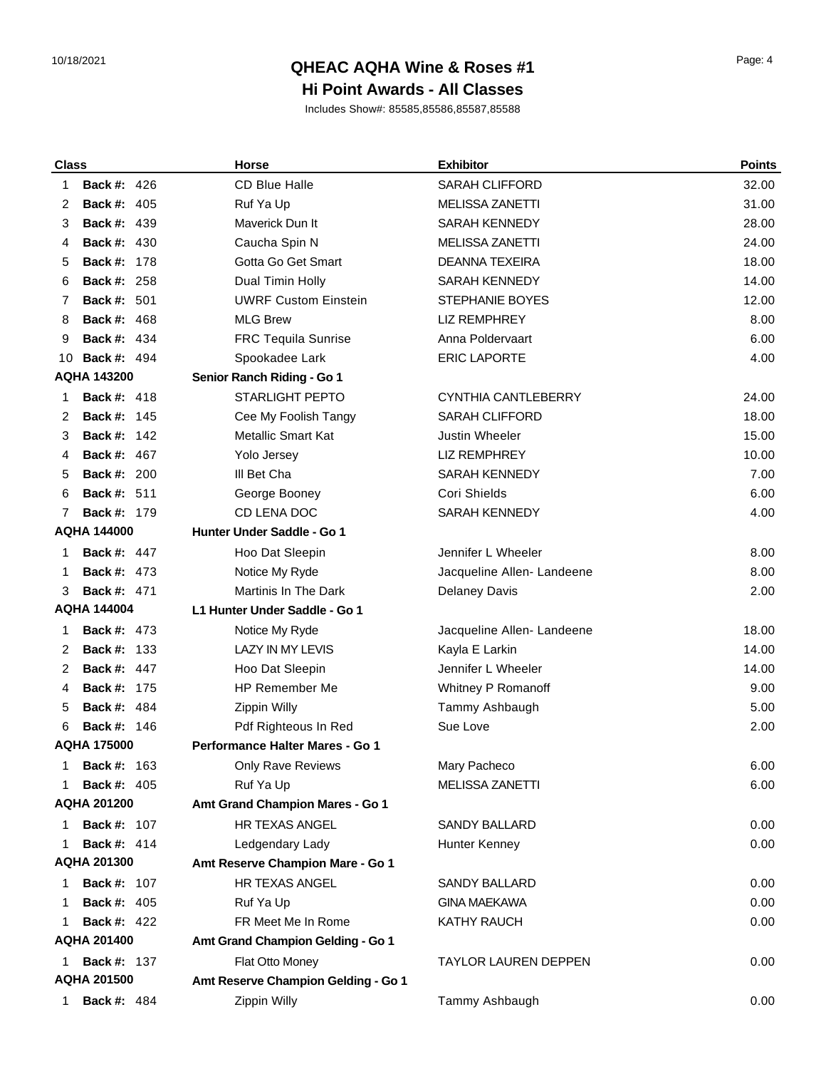# QHEAC AQHA Wine & Roses #1

## Hi Point Awards - All Classes

Includes Show#: 85585,85586,85587,85588

| Class | | Horse | Exhibitor | Points |
|---|---|---|---|---|
| 1 | **Back #:** 426 | CD Blue Halle | SARAH CLIFFORD | 32.00 |
| 2 | **Back #:** 405 | Ruf Ya Up | MELISSA ZANETTI | 31.00 |
| 3 | **Back #:** 439 | Maverick Dun It | SARAH KENNEDY | 28.00 |
| 4 | **Back #:** 430 | Caucha Spin N | MELISSA ZANETTI | 24.00 |
| 5 | **Back #:** 178 | Gotta Go Get Smart | DEANNA TEXEIRA | 18.00 |
| 6 | **Back #:** 258 | Dual Timin Holly | SARAH KENNEDY | 14.00 |
| 7 | **Back #:** 501 | UWRF Custom Einstein | STEPHANIE BOYES | 12.00 |
| 8 | **Back #:** 468 | MLG Brew | LIZ REMPHREY | 8.00 |
| 9 | **Back #:** 434 | FRC Tequila Sunrise | Anna Poldervaart | 6.00 |
| 10 | **Back #:** 494 | Spookadee Lark | ERIC LAPORTE | 4.00 |
| **AQHA 143200** | | **Senior Ranch Riding - Go 1** | | |
| 1 | **Back #:** 418 | STARLIGHT PEPTO | CYNTHIA CANTLEBERRY | 24.00 |
| 2 | **Back #:** 145 | Cee My Foolish Tangy | SARAH CLIFFORD | 18.00 |
| 3 | **Back #:** 142 | Metallic Smart Kat | Justin Wheeler | 15.00 |
| 4 | **Back #:** 467 | Yolo Jersey | LIZ REMPHREY | 10.00 |
| 5 | **Back #:** 200 | Ill Bet Cha | SARAH KENNEDY | 7.00 |
| 6 | **Back #:** 511 | George Booney | Cori Shields | 6.00 |
| 7 | **Back #:** 179 | CD LENA DOC | SARAH KENNEDY | 4.00 |
| **AQHA 144000** | | **Hunter Under Saddle - Go 1** | | |
| 1 | **Back #:** 447 | Hoo Dat Sleepin | Jennifer L Wheeler | 8.00 |
| 1 | **Back #:** 473 | Notice My Ryde | Jacqueline Allen- Landeene | 8.00 |
| 3 | **Back #:** 471 | Martinis In The Dark | Delaney Davis | 2.00 |
| **AQHA 144004** | | **L1 Hunter Under Saddle - Go 1** | | |
| 1 | **Back #:** 473 | Notice My Ryde | Jacqueline Allen- Landeene | 18.00 |
| 2 | **Back #:** 133 | LAZY IN MY LEVIS | Kayla E Larkin | 14.00 |
| 2 | **Back #:** 447 | Hoo Dat Sleepin | Jennifer L Wheeler | 14.00 |
| 4 | **Back #:** 175 | HP Remember Me | Whitney P Romanoff | 9.00 |
| 5 | **Back #:** 484 | Zippin Willy | Tammy Ashbaugh | 5.00 |
| 6 | **Back #:** 146 | Pdf Righteous In Red | Sue Love | 2.00 |
| **AQHA 175000** | | **Performance Halter Mares - Go 1** | | |
| 1 | **Back #:** 163 | Only Rave Reviews | Mary Pacheco | 6.00 |
| 1 | **Back #:** 405 | Ruf Ya Up | MELISSA ZANETTI | 6.00 |
| **AQHA 201200** | | **Amt Grand Champion Mares - Go 1** | | |
| 1 | **Back #:** 107 | HR TEXAS ANGEL | SANDY BALLARD | 0.00 |
| 1 | **Back #:** 414 | Ledgendary Lady | Hunter Kenney | 0.00 |
| **AQHA 201300** | | **Amt Reserve Champion Mare - Go 1** | | |
| 1 | **Back #:** 107 | HR TEXAS ANGEL | SANDY BALLARD | 0.00 |
| 1 | **Back #:** 405 | Ruf Ya Up | GINA MAEKAWA | 0.00 |
| 1 | **Back #:** 422 | FR Meet Me In Rome | KATHY RAUCH | 0.00 |
| **AQHA 201400** | | **Amt Grand Champion Gelding - Go 1** | | |
| 1 | **Back #:** 137 | Flat Otto Money | TAYLOR LAUREN DEPPEN | 0.00 |
| **AQHA 201500** | | **Amt Reserve Champion Gelding - Go 1** | | |
| 1 | **Back #:** 484 | Zippin Willy | Tammy Ashbaugh | 0.00 |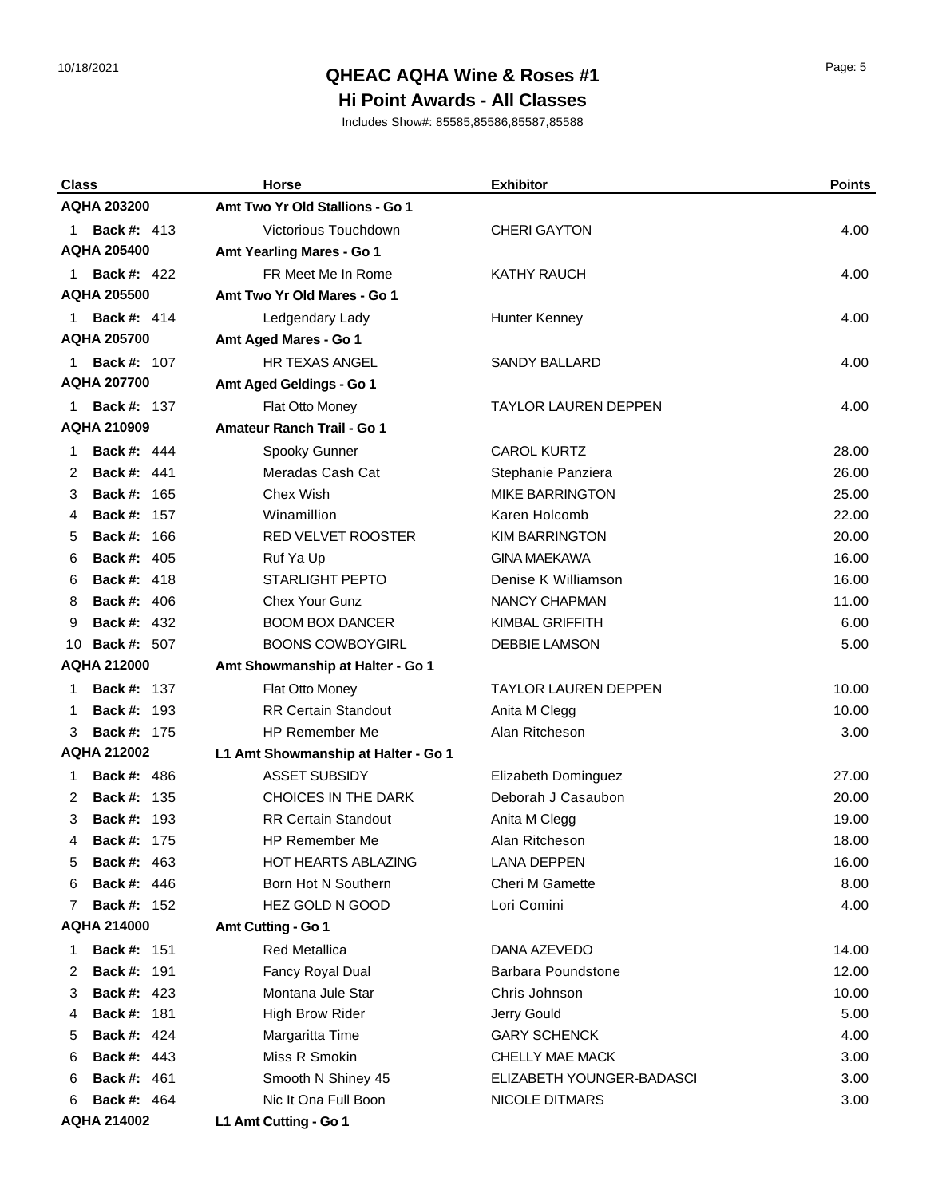# QHEAC AQHA Wine & Roses #1

## Hi Point Awards - All Classes

Includes Show#: 85585,85586,85587,85588

| Class | Horse | Exhibitor | Points |
|---|---|---|---|
| **AQHA 203200** | **Amt Two Yr Old Stallions - Go 1** | | |
| 1 **Back #:** 413 | Victorious Touchdown | CHERI GAYTON | 4.00 |
| **AQHA 205400** | **Amt Yearling Mares - Go 1** | | |
| 1 **Back #:** 422 | FR Meet Me In Rome | KATHY RAUCH | 4.00 |
| **AQHA 205500** | **Amt Two Yr Old Mares - Go 1** | | |
| 1 **Back #:** 414 | Ledgendary Lady | Hunter Kenney | 4.00 |
| **AQHA 205700** | **Amt Aged Mares - Go 1** | | |
| 1 **Back #:** 107 | HR TEXAS ANGEL | SANDY BALLARD | 4.00 |
| **AQHA 207700** | **Amt Aged Geldings - Go 1** | | |
| 1 **Back #:** 137 | Flat Otto Money | TAYLOR LAUREN DEPPEN | 4.00 |
| **AQHA 210909** | **Amateur Ranch Trail - Go 1** | | |
| 1 **Back #:** 444 | Spooky Gunner | CAROL KURTZ | 28.00 |
| 2 **Back #:** 441 | Meradas Cash Cat | Stephanie Panziera | 26.00 |
| 3 **Back #:** 165 | Chex Wish | MIKE BARRINGTON | 25.00 |
| 4 **Back #:** 157 | Winamillion | Karen Holcomb | 22.00 |
| 5 **Back #:** 166 | RED VELVET ROOSTER | KIM BARRINGTON | 20.00 |
| 6 **Back #:** 405 | Ruf Ya Up | GINA MAEKAWA | 16.00 |
| 6 **Back #:** 418 | STARLIGHT PEPTO | Denise K Williamson | 16.00 |
| 8 **Back #:** 406 | Chex Your Gunz | NANCY CHAPMAN | 11.00 |
| 9 **Back #:** 432 | BOOM BOX DANCER | KIMBAL GRIFFITH | 6.00 |
| 10 **Back #:** 507 | BOONS COWBOYGIRL | DEBBIE LAMSON | 5.00 |
| **AQHA 212000** | **Amt Showmanship at Halter - Go 1** | | |
| 1 **Back #:** 137 | Flat Otto Money | TAYLOR LAUREN DEPPEN | 10.00 |
| 1 **Back #:** 193 | RR Certain Standout | Anita M Clegg | 10.00 |
| 3 **Back #:** 175 | HP Remember Me | Alan Ritcheson | 3.00 |
| **AQHA 212002** | **L1 Amt Showmanship at Halter - Go 1** | | |
| 1 **Back #:** 486 | ASSET SUBSIDY | Elizabeth Dominguez | 27.00 |
| 2 **Back #:** 135 | CHOICES IN THE DARK | Deborah J Casaubon | 20.00 |
| 3 **Back #:** 193 | RR Certain Standout | Anita M Clegg | 19.00 |
| 4 **Back #:** 175 | HP Remember Me | Alan Ritcheson | 18.00 |
| 5 **Back #:** 463 | HOT HEARTS ABLAZING | LANA DEPPEN | 16.00 |
| 6 **Back #:** 446 | Born Hot N Southern | Cheri M Gamette | 8.00 |
| 7 **Back #:** 152 | HEZ GOLD N GOOD | Lori Comini | 4.00 |
| **AQHA 214000** | **Amt Cutting - Go 1** | | |
| 1 **Back #:** 151 | Red Metallica | DANA AZEVEDO | 14.00 |
| 2 **Back #:** 191 | Fancy Royal Dual | Barbara Poundstone | 12.00 |
| 3 **Back #:** 423 | Montana Jule Star | Chris Johnson | 10.00 |
| 4 **Back #:** 181 | High Brow Rider | Jerry Gould | 5.00 |
| 5 **Back #:** 424 | Margaritta Time | GARY SCHENCK | 4.00 |
| 6 **Back #:** 443 | Miss R Smokin | CHELLY MAE MACK | 3.00 |
| 6 **Back #:** 461 | Smooth N Shiney 45 | ELIZABETH YOUNGER-BADASCI | 3.00 |
| 6 **Back #:** 464 | Nic It Ona Full Boon | NICOLE DITMARS | 3.00 |
| **AQHA 214002** | **L1 Amt Cutting - Go 1** | | |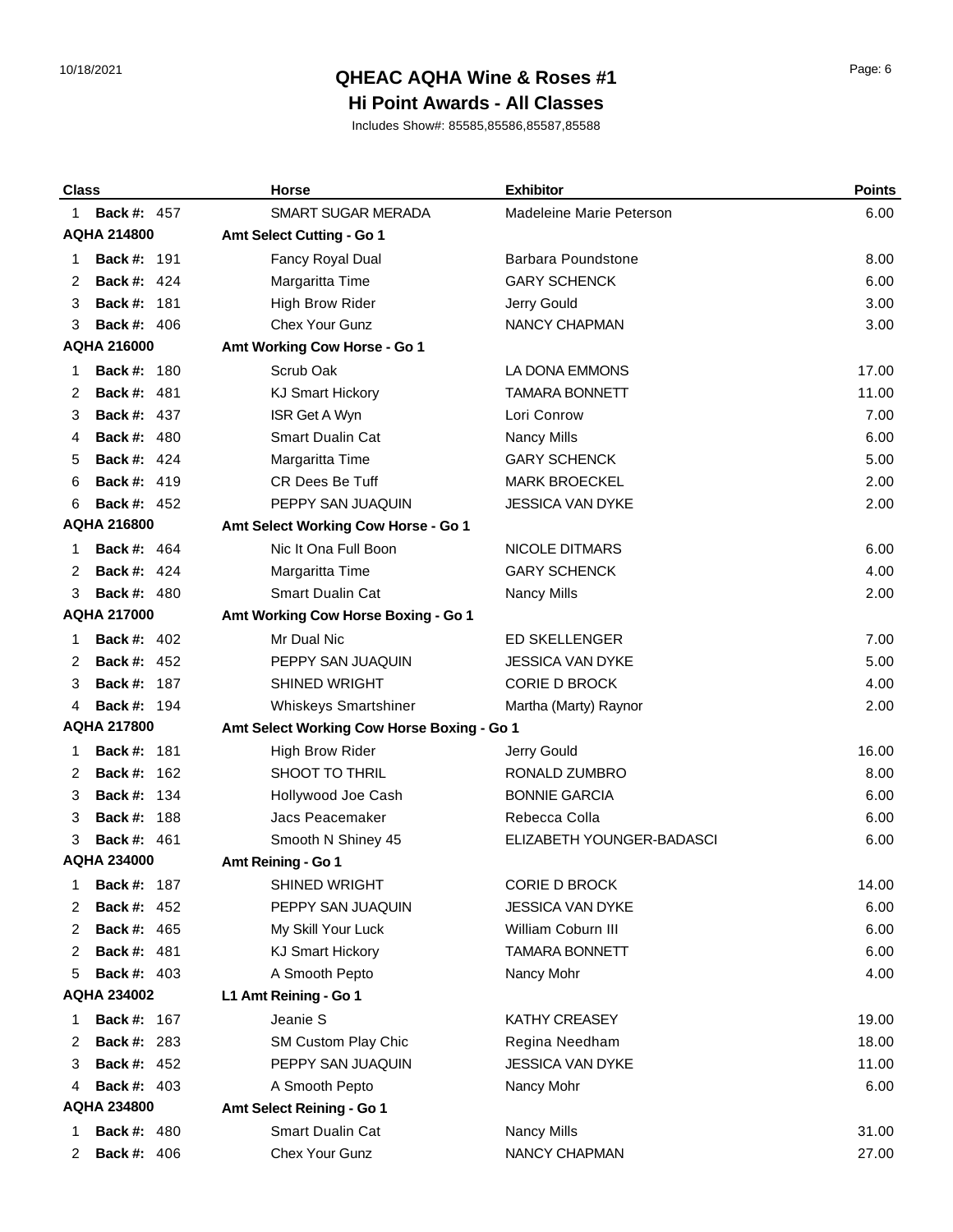# QHEAC AQHA Wine & Roses #1

## Hi Point Awards - All Classes

Includes Show#: 85585,85586,85587,85588

| Class | | Horse | Exhibitor | Points |
|---|---|---|---|---|
| 1 | **Back #:** 457 | SMART SUGAR MERADA | Madeleine Marie Peterson | 6.00 |
| **AQHA 214800** | | **Amt Select Cutting - Go 1** | | |
| 1 | **Back #:** 191 | Fancy Royal Dual | Barbara Poundstone | 8.00 |
| 2 | **Back #:** 424 | Margaritta Time | GARY SCHENCK | 6.00 |
| 3 | **Back #:** 181 | High Brow Rider | Jerry Gould | 3.00 |
| 3 | **Back #:** 406 | Chex Your Gunz | NANCY CHAPMAN | 3.00 |
| **AQHA 216000** | | **Amt Working Cow Horse - Go 1** | | |
| 1 | **Back #:** 180 | Scrub Oak | LA DONA EMMONS | 17.00 |
| 2 | **Back #:** 481 | KJ Smart Hickory | TAMARA BONNETT | 11.00 |
| 3 | **Back #:** 437 | ISR Get A Wyn | Lori Conrow | 7.00 |
| 4 | **Back #:** 480 | Smart Dualin Cat | Nancy Mills | 6.00 |
| 5 | **Back #:** 424 | Margaritta Time | GARY SCHENCK | 5.00 |
| 6 | **Back #:** 419 | CR Dees Be Tuff | MARK BROECKEL | 2.00 |
| 6 | **Back #:** 452 | PEPPY SAN JUAQUIN | JESSICA VAN DYKE | 2.00 |
| **AQHA 216800** | | **Amt Select Working Cow Horse - Go 1** | | |
| 1 | **Back #:** 464 | Nic It Ona Full Boon | NICOLE DITMARS | 6.00 |
| 2 | **Back #:** 424 | Margaritta Time | GARY SCHENCK | 4.00 |
| 3 | **Back #:** 480 | Smart Dualin Cat | Nancy Mills | 2.00 |
| **AQHA 217000** | | **Amt Working Cow Horse Boxing - Go 1** | | |
| 1 | **Back #:** 402 | Mr Dual Nic | ED SKELLENGER | 7.00 |
| 2 | **Back #:** 452 | PEPPY SAN JUAQUIN | JESSICA VAN DYKE | 5.00 |
| 3 | **Back #:** 187 | SHINED WRIGHT | CORIE D BROCK | 4.00 |
| 4 | **Back #:** 194 | Whiskeys Smartshiner | Martha (Marty) Raynor | 2.00 |
| **AQHA 217800** | | **Amt Select Working Cow Horse Boxing - Go 1** | | |
| 1 | **Back #:** 181 | High Brow Rider | Jerry Gould | 16.00 |
| 2 | **Back #:** 162 | SHOOT TO THRIL | RONALD ZUMBRO | 8.00 |
| 3 | **Back #:** 134 | Hollywood Joe Cash | BONNIE GARCIA | 6.00 |
| 3 | **Back #:** 188 | Jacs Peacemaker | Rebecca Colla | 6.00 |
| 3 | **Back #:** 461 | Smooth N Shiney 45 | ELIZABETH YOUNGER-BADASCI | 6.00 |
| **AQHA 234000** | | **Amt Reining - Go 1** | | |
| 1 | **Back #:** 187 | SHINED WRIGHT | CORIE D BROCK | 14.00 |
| 2 | **Back #:** 452 | PEPPY SAN JUAQUIN | JESSICA VAN DYKE | 6.00 |
| 2 | **Back #:** 465 | My Skill Your Luck | William Coburn III | 6.00 |
| 2 | **Back #:** 481 | KJ Smart Hickory | TAMARA BONNETT | 6.00 |
| 5 | **Back #:** 403 | A Smooth Pepto | Nancy Mohr | 4.00 |
| **AQHA 234002** | | **L1 Amt Reining - Go 1** | | |
| 1 | **Back #:** 167 | Jeanie S | KATHY CREASEY | 19.00 |
| 2 | **Back #:** 283 | SM Custom Play Chic | Regina Needham | 18.00 |
| 3 | **Back #:** 452 | PEPPY SAN JUAQUIN | JESSICA VAN DYKE | 11.00 |
| 4 | **Back #:** 403 | A Smooth Pepto | Nancy Mohr | 6.00 |
| **AQHA 234800** | | **Amt Select Reining - Go 1** | | |
| 1 | **Back #:** 480 | Smart Dualin Cat | Nancy Mills | 31.00 |
| 2 | **Back #:** 406 | Chex Your Gunz | NANCY CHAPMAN | 27.00 |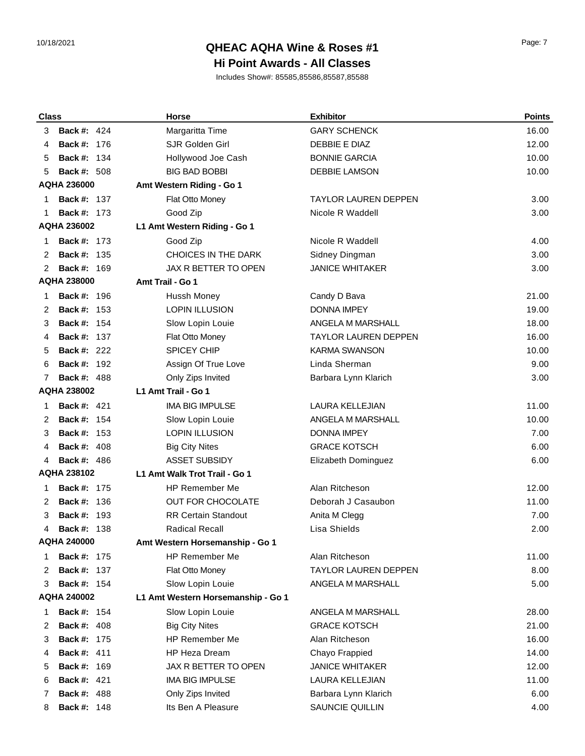# QHEAC AQHA Wine & Roses #1

## Hi Point Awards - All Classes

Includes Show#: 85585,85586,85587,85588

| Class | | Horse | Exhibitor | Points |
|---|---|---|---|---|
| 3 | **Back #:** 424 | Margaritta Time | GARY SCHENCK | 16.00 |
| 4 | **Back #:** 176 | SJR Golden Girl | DEBBIE E DIAZ | 12.00 |
| 5 | **Back #:** 134 | Hollywood Joe Cash | BONNIE GARCIA | 10.00 |
| 5 | **Back #:** 508 | BIG BAD BOBBI | DEBBIE LAMSON | 10.00 |
| **AQHA 236000** | | **Amt Western Riding - Go 1** | | |
| 1 | **Back #:** 137 | Flat Otto Money | TAYLOR LAUREN DEPPEN | 3.00 |
| 1 | **Back #:** 173 | Good Zip | Nicole R Waddell | 3.00 |
| **AQHA 236002** | | **L1 Amt Western Riding - Go 1** | | |
| 1 | **Back #:** 173 | Good Zip | Nicole R Waddell | 4.00 |
| 2 | **Back #:** 135 | CHOICES IN THE DARK | Sidney Dingman | 3.00 |
| 2 | **Back #:** 169 | JAX R BETTER TO OPEN | JANICE WHITAKER | 3.00 |
| **AQHA 238000** | | **Amt Trail - Go 1** | | |
| 1 | **Back #:** 196 | Hussh Money | Candy D Bava | 21.00 |
| 2 | **Back #:** 153 | LOPIN ILLUSION | DONNA IMPEY | 19.00 |
| 3 | **Back #:** 154 | Slow Lopin Louie | ANGELA M MARSHALL | 18.00 |
| 4 | **Back #:** 137 | Flat Otto Money | TAYLOR LAUREN DEPPEN | 16.00 |
| 5 | **Back #:** 222 | SPICEY CHIP | KARMA SWANSON | 10.00 |
| 6 | **Back #:** 192 | Assign Of True Love | Linda Sherman | 9.00 |
| 7 | **Back #:** 488 | Only Zips Invited | Barbara Lynn Klarich | 3.00 |
| **AQHA 238002** | | **L1 Amt Trail - Go 1** | | |
| 1 | **Back #:** 421 | IMA BIG IMPULSE | LAURA KELLEJIAN | 11.00 |
| 2 | **Back #:** 154 | Slow Lopin Louie | ANGELA M MARSHALL | 10.00 |
| 3 | **Back #:** 153 | LOPIN ILLUSION | DONNA IMPEY | 7.00 |
| 4 | **Back #:** 408 | Big City Nites | GRACE KOTSCH | 6.00 |
| 4 | **Back #:** 486 | ASSET SUBSIDY | Elizabeth Dominguez | 6.00 |
| **AQHA 238102** | | **L1 Amt Walk Trot Trail - Go 1** | | |
| 1 | **Back #:** 175 | HP Remember Me | Alan Ritcheson | 12.00 |
| 2 | **Back #:** 136 | OUT FOR CHOCOLATE | Deborah J Casaubon | 11.00 |
| 3 | **Back #:** 193 | RR Certain Standout | Anita M Clegg | 7.00 |
| 4 | **Back #:** 138 | Radical Recall | Lisa Shields | 2.00 |
| **AQHA 240000** | | **Amt Western Horsemanship - Go 1** | | |
| 1 | **Back #:** 175 | HP Remember Me | Alan Ritcheson | 11.00 |
| 2 | **Back #:** 137 | Flat Otto Money | TAYLOR LAUREN DEPPEN | 8.00 |
| 3 | **Back #:** 154 | Slow Lopin Louie | ANGELA M MARSHALL | 5.00 |
| **AQHA 240002** | | **L1 Amt Western Horsemanship - Go 1** | | |
| 1 | **Back #:** 154 | Slow Lopin Louie | ANGELA M MARSHALL | 28.00 |
| 2 | **Back #:** 408 | Big City Nites | GRACE KOTSCH | 21.00 |
| 3 | **Back #:** 175 | HP Remember Me | Alan Ritcheson | 16.00 |
| 4 | **Back #:** 411 | HP Heza Dream | Chayo Frappied | 14.00 |
| 5 | **Back #:** 169 | JAX R BETTER TO OPEN | JANICE WHITAKER | 12.00 |
| 6 | **Back #:** 421 | IMA BIG IMPULSE | LAURA KELLEJIAN | 11.00 |
| 7 | **Back #:** 488 | Only Zips Invited | Barbara Lynn Klarich | 6.00 |
| 8 | **Back #:** 148 | Its Ben A Pleasure | SAUNCIE QUILLIN | 4.00 |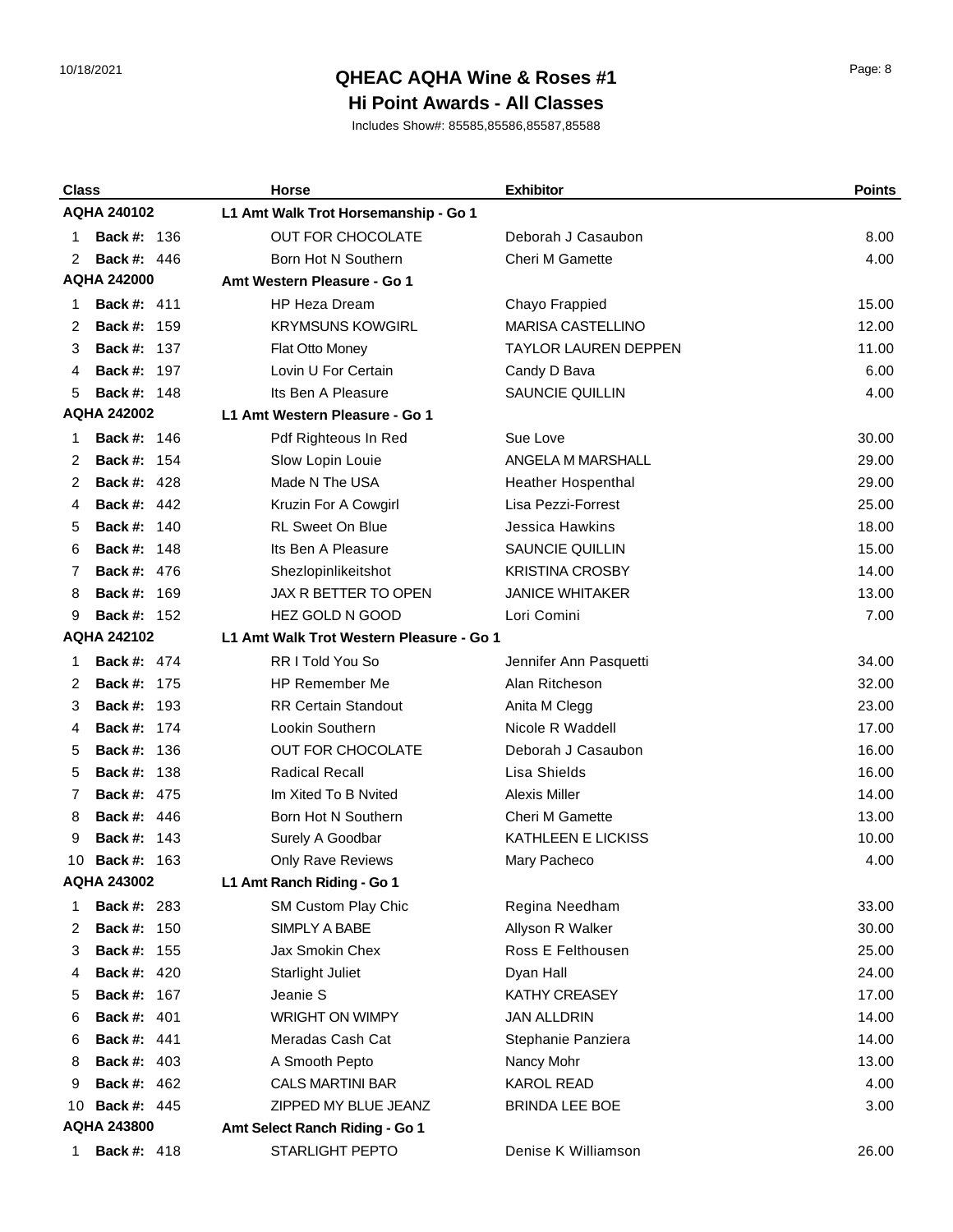# QHEAC AQHA Wine & Roses #1

## Hi Point Awards - All Classes

Includes Show#: 85585,85586,85587,85588

| Class | | Horse | Exhibitor | Points |
|---|---|---|---|---|
| **AQHA 240102** | | **L1 Amt Walk Trot Horsemanship - Go 1** | | |
| 1 | **Back #:** 136 | OUT FOR CHOCOLATE | Deborah J Casaubon | 8.00 |
| 2 | **Back #:** 446 | Born Hot N Southern | Cheri M Gamette | 4.00 |
| **AQHA 242000** | | **Amt Western Pleasure - Go 1** | | |
| 1 | **Back #:** 411 | HP Heza Dream | Chayo Frappied | 15.00 |
| 2 | **Back #:** 159 | KRYMSUNS KOWGIRL | MARISA CASTELLINO | 12.00 |
| 3 | **Back #:** 137 | Flat Otto Money | TAYLOR LAUREN DEPPEN | 11.00 |
| 4 | **Back #:** 197 | Lovin U For Certain | Candy D Bava | 6.00 |
| 5 | **Back #:** 148 | Its Ben A Pleasure | SAUNCIE QUILLIN | 4.00 |
| **AQHA 242002** | | **L1 Amt Western Pleasure - Go 1** | | |
| 1 | **Back #:** 146 | Pdf Righteous In Red | Sue Love | 30.00 |
| 2 | **Back #:** 154 | Slow Lopin Louie | ANGELA M MARSHALL | 29.00 |
| 2 | **Back #:** 428 | Made N The USA | Heather Hospenthal | 29.00 |
| 4 | **Back #:** 442 | Kruzin For A Cowgirl | Lisa Pezzi-Forrest | 25.00 |
| 5 | **Back #:** 140 | RL Sweet On Blue | Jessica Hawkins | 18.00 |
| 6 | **Back #:** 148 | Its Ben A Pleasure | SAUNCIE QUILLIN | 15.00 |
| 7 | **Back #:** 476 | Shezlopinlikeitshot | KRISTINA CROSBY | 14.00 |
| 8 | **Back #:** 169 | JAX R BETTER TO OPEN | JANICE WHITAKER | 13.00 |
| 9 | **Back #:** 152 | HEZ GOLD N GOOD | Lori Comini | 7.00 |
| **AQHA 242102** | | **L1 Amt Walk Trot Western Pleasure - Go 1** | | |
| 1 | **Back #:** 474 | RR I Told You So | Jennifer Ann Pasquetti | 34.00 |
| 2 | **Back #:** 175 | HP Remember Me | Alan Ritcheson | 32.00 |
| 3 | **Back #:** 193 | RR Certain Standout | Anita M Clegg | 23.00 |
| 4 | **Back #:** 174 | Lookin Southern | Nicole R Waddell | 17.00 |
| 5 | **Back #:** 136 | OUT FOR CHOCOLATE | Deborah J Casaubon | 16.00 |
| 5 | **Back #:** 138 | Radical Recall | Lisa Shields | 16.00 |
| 7 | **Back #:** 475 | Im Xited To B Nvited | Alexis Miller | 14.00 |
| 8 | **Back #:** 446 | Born Hot N Southern | Cheri M Gamette | 13.00 |
| 9 | **Back #:** 143 | Surely A Goodbar | KATHLEEN E LICKISS | 10.00 |
| 10 | **Back #:** 163 | Only Rave Reviews | Mary Pacheco | 4.00 |
| **AQHA 243002** | | **L1 Amt Ranch Riding - Go 1** | | |
| 1 | **Back #:** 283 | SM Custom Play Chic | Regina Needham | 33.00 |
| 2 | **Back #:** 150 | SIMPLY A BABE | Allyson R Walker | 30.00 |
| 3 | **Back #:** 155 | Jax Smokin Chex | Ross E Felthousen | 25.00 |
| 4 | **Back #:** 420 | Starlight Juliet | Dyan Hall | 24.00 |
| 5 | **Back #:** 167 | Jeanie S | KATHY CREASEY | 17.00 |
| 6 | **Back #:** 401 | WRIGHT ON WIMPY | JAN ALLDRIN | 14.00 |
| 6 | **Back #:** 441 | Meradas Cash Cat | Stephanie Panziera | 14.00 |
| 8 | **Back #:** 403 | A Smooth Pepto | Nancy Mohr | 13.00 |
| 9 | **Back #:** 462 | CALS MARTINI BAR | KAROL READ | 4.00 |
| 10 | **Back #:** 445 | ZIPPED MY BLUE JEANZ | BRINDA LEE BOE | 3.00 |
| **AQHA 243800** | | **Amt Select Ranch Riding - Go 1** | | |
| 1 | **Back #:** 418 | STARLIGHT PEPTO | Denise K Williamson | 26.00 |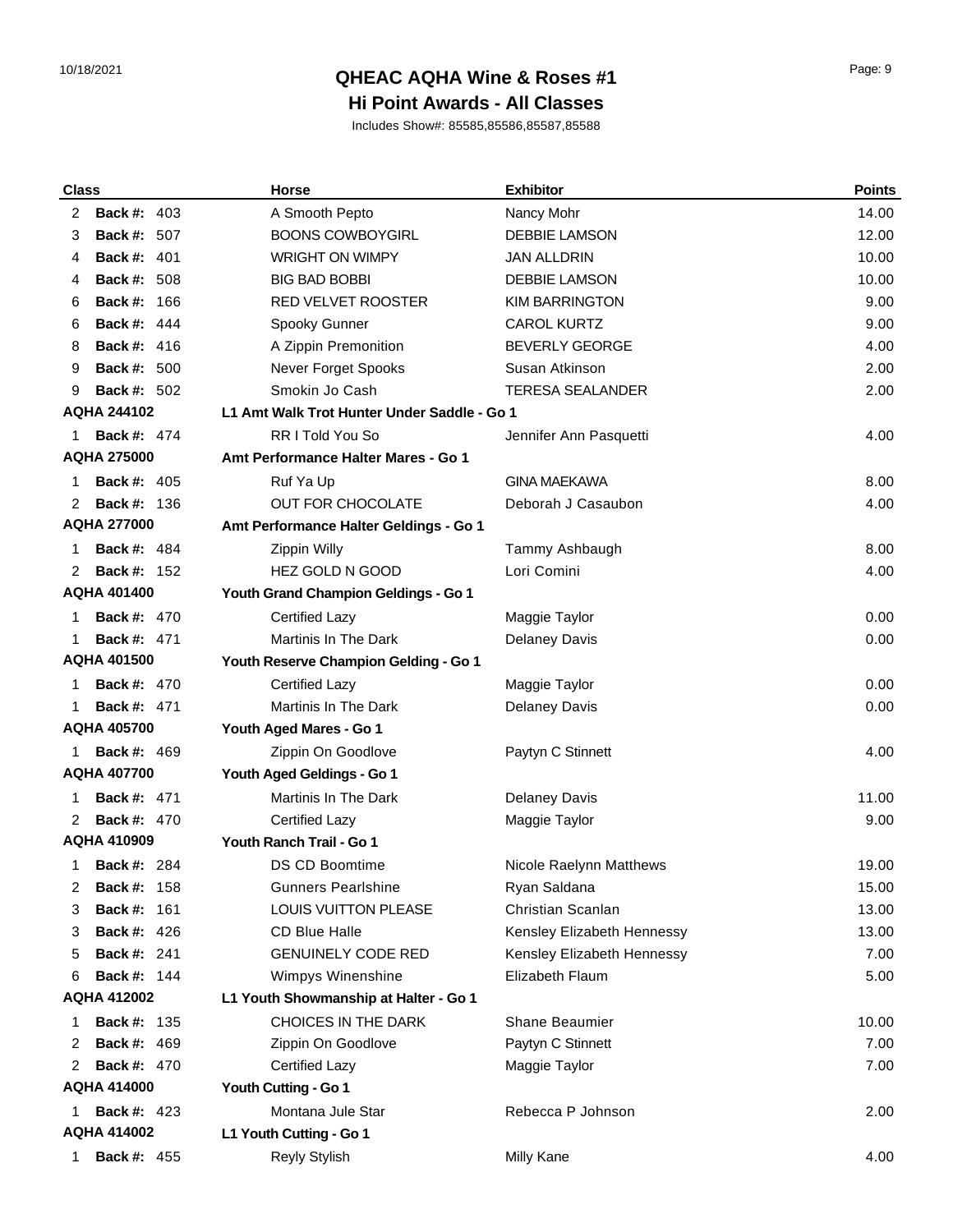# QHEAC AQHA Wine & Roses #1

## Hi Point Awards - All Classes

Includes Show#: 85585,85586,85587,85588

| Class | | Horse | Exhibitor | Points |
|---|---|---|---|---|
| 2 | Back #: 403 | A Smooth Pepto | Nancy Mohr | 14.00 |
| 3 | Back #: 507 | BOONS COWBOYGIRL | DEBBIE LAMSON | 12.00 |
| 4 | Back #: 401 | WRIGHT ON WIMPY | JAN ALLDRIN | 10.00 |
| 4 | Back #: 508 | BIG BAD BOBBI | DEBBIE LAMSON | 10.00 |
| 6 | Back #: 166 | RED VELVET ROOSTER | KIM BARRINGTON | 9.00 |
| 6 | Back #: 444 | Spooky Gunner | CAROL KURTZ | 9.00 |
| 8 | Back #: 416 | A Zippin Premonition | BEVERLY GEORGE | 4.00 |
| 9 | Back #: 500 | Never Forget Spooks | Susan Atkinson | 2.00 |
| 9 | Back #: 502 | Smokin Jo Cash | TERESA SEALANDER | 2.00 |
| **AQHA 244102** | | **L1 Amt Walk Trot Hunter Under Saddle - Go 1** | | |
| 1 | Back #: 474 | RR I Told You So | Jennifer Ann Pasquetti | 4.00 |
| **AQHA 275000** | | **Amt Performance Halter Mares - Go 1** | | |
| 1 | Back #: 405 | Ruf Ya Up | GINA MAEKAWA | 8.00 |
| 2 | Back #: 136 | OUT FOR CHOCOLATE | Deborah J Casaubon | 4.00 |
| **AQHA 277000** | | **Amt Performance Halter Geldings - Go 1** | | |
| 1 | Back #: 484 | Zippin Willy | Tammy Ashbaugh | 8.00 |
| 2 | Back #: 152 | HEZ GOLD N GOOD | Lori Comini | 4.00 |
| **AQHA 401400** | | **Youth Grand Champion Geldings - Go 1** | | |
| 1 | Back #: 470 | Certified Lazy | Maggie Taylor | 0.00 |
| 1 | Back #: 471 | Martinis In The Dark | Delaney Davis | 0.00 |
| **AQHA 401500** | | **Youth Reserve Champion Gelding - Go 1** | | |
| 1 | Back #: 470 | Certified Lazy | Maggie Taylor | 0.00 |
| 1 | Back #: 471 | Martinis In The Dark | Delaney Davis | 0.00 |
| **AQHA 405700** | | **Youth Aged Mares - Go 1** | | |
| 1 | Back #: 469 | Zippin On Goodlove | Paytyn C Stinnett | 4.00 |
| **AQHA 407700** | | **Youth Aged Geldings - Go 1** | | |
| 1 | Back #: 471 | Martinis In The Dark | Delaney Davis | 11.00 |
| 2 | Back #: 470 | Certified Lazy | Maggie Taylor | 9.00 |
| **AQHA 410909** | | **Youth Ranch Trail - Go 1** | | |
| 1 | Back #: 284 | DS CD Boomtime | Nicole Raelynn Matthews | 19.00 |
| 2 | Back #: 158 | Gunners Pearlshine | Ryan Saldana | 15.00 |
| 3 | Back #: 161 | LOUIS VUITTON PLEASE | Christian Scanlan | 13.00 |
| 3 | Back #: 426 | CD Blue Halle | Kensley Elizabeth Hennessy | 13.00 |
| 5 | Back #: 241 | GENUINELY CODE RED | Kensley Elizabeth Hennessy | 7.00 |
| 6 | Back #: 144 | Wimpys Winenshine | Elizabeth Flaum | 5.00 |
| **AQHA 412002** | | **L1 Youth Showmanship at Halter - Go 1** | | |
| 1 | Back #: 135 | CHOICES IN THE DARK | Shane Beaumier | 10.00 |
| 2 | Back #: 469 | Zippin On Goodlove | Paytyn C Stinnett | 7.00 |
| 2 | Back #: 470 | Certified Lazy | Maggie Taylor | 7.00 |
| **AQHA 414000** | | **Youth Cutting - Go 1** | | |
| 1 | Back #: 423 | Montana Jule Star | Rebecca P Johnson | 2.00 |
| **AQHA 414002** | | **L1 Youth Cutting - Go 1** | | |
| 1 | Back #: 455 | Reyly Stylish | Milly Kane | 4.00 |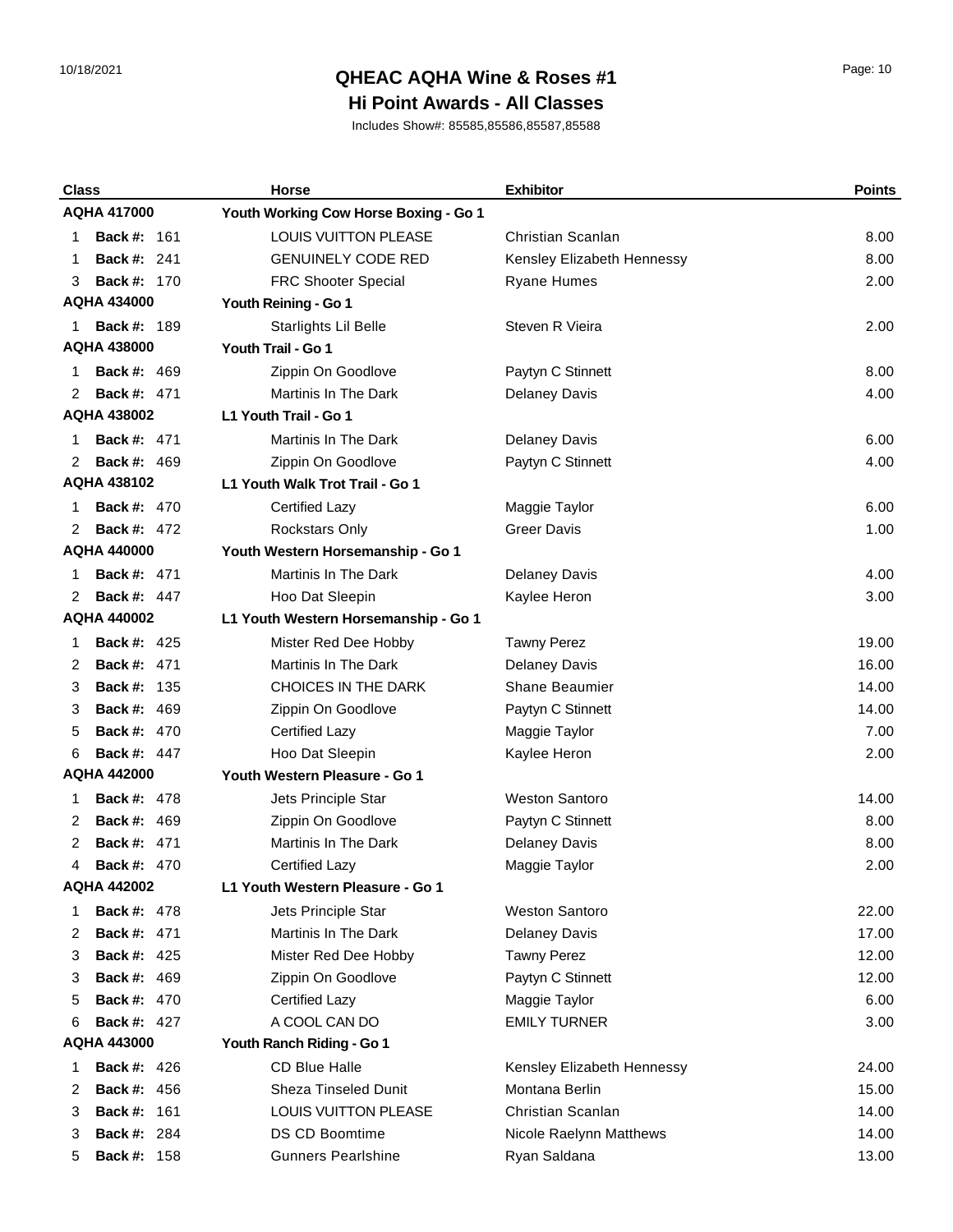# QHEAC AQHA Wine & Roses #1

## Hi Point Awards - All Classes

Includes Show#: 85585,85586,85587,85588

| Class | | Horse | Exhibitor | Points |
|---|---|---|---|---|
| **AQHA 417000** | | **Youth Working Cow Horse Boxing - Go 1** | | |
| 1 | **Back #:** 161 | LOUIS VUITTON PLEASE | Christian Scanlan | 8.00 |
| 1 | **Back #:** 241 | GENUINELY CODE RED | Kensley Elizabeth Hennessy | 8.00 |
| 3 | **Back #:** 170 | FRC Shooter Special | Ryane Humes | 2.00 |
| **AQHA 434000** | | **Youth Reining - Go 1** | | |
| 1 | **Back #:** 189 | Starlights Lil Belle | Steven R Vieira | 2.00 |
| **AQHA 438000** | | **Youth Trail - Go 1** | | |
| 1 | **Back #:** 469 | Zippin On Goodlove | Paytyn C Stinnett | 8.00 |
| 2 | **Back #:** 471 | Martinis In The Dark | Delaney Davis | 4.00 |
| **AQHA 438002** | | **L1 Youth Trail - Go 1** | | |
| 1 | **Back #:** 471 | Martinis In The Dark | Delaney Davis | 6.00 |
| 2 | **Back #:** 469 | Zippin On Goodlove | Paytyn C Stinnett | 4.00 |
| **AQHA 438102** | | **L1 Youth Walk Trot Trail - Go 1** | | |
| 1 | **Back #:** 470 | Certified Lazy | Maggie Taylor | 6.00 |
| 2 | **Back #:** 472 | Rockstars Only | Greer Davis | 1.00 |
| **AQHA 440000** | | **Youth Western Horsemanship - Go 1** | | |
| 1 | **Back #:** 471 | Martinis In The Dark | Delaney Davis | 4.00 |
| 2 | **Back #:** 447 | Hoo Dat Sleepin | Kaylee Heron | 3.00 |
| **AQHA 440002** | | **L1 Youth Western Horsemanship - Go 1** | | |
| 1 | **Back #:** 425 | Mister Red Dee Hobby | Tawny Perez | 19.00 |
| 2 | **Back #:** 471 | Martinis In The Dark | Delaney Davis | 16.00 |
| 3 | **Back #:** 135 | CHOICES IN THE DARK | Shane Beaumier | 14.00 |
| 3 | **Back #:** 469 | Zippin On Goodlove | Paytyn C Stinnett | 14.00 |
| 5 | **Back #:** 470 | Certified Lazy | Maggie Taylor | 7.00 |
| 6 | **Back #:** 447 | Hoo Dat Sleepin | Kaylee Heron | 2.00 |
| **AQHA 442000** | | **Youth Western Pleasure - Go 1** | | |
| 1 | **Back #:** 478 | Jets Principle Star | Weston Santoro | 14.00 |
| 2 | **Back #:** 469 | Zippin On Goodlove | Paytyn C Stinnett | 8.00 |
| 2 | **Back #:** 471 | Martinis In The Dark | Delaney Davis | 8.00 |
| 4 | **Back #:** 470 | Certified Lazy | Maggie Taylor | 2.00 |
| **AQHA 442002** | | **L1 Youth Western Pleasure - Go 1** | | |
| 1 | **Back #:** 478 | Jets Principle Star | Weston Santoro | 22.00 |
| 2 | **Back #:** 471 | Martinis In The Dark | Delaney Davis | 17.00 |
| 3 | **Back #:** 425 | Mister Red Dee Hobby | Tawny Perez | 12.00 |
| 3 | **Back #:** 469 | Zippin On Goodlove | Paytyn C Stinnett | 12.00 |
| 5 | **Back #:** 470 | Certified Lazy | Maggie Taylor | 6.00 |
| 6 | **Back #:** 427 | A COOL CAN DO | EMILY TURNER | 3.00 |
| **AQHA 443000** | | **Youth Ranch Riding - Go 1** | | |
| 1 | **Back #:** 426 | CD Blue Halle | Kensley Elizabeth Hennessy | 24.00 |
| 2 | **Back #:** 456 | Sheza Tinseled Dunit | Montana Berlin | 15.00 |
| 3 | **Back #:** 161 | LOUIS VUITTON PLEASE | Christian Scanlan | 14.00 |
| 3 | **Back #:** 284 | DS CD Boomtime | Nicole Raelynn Matthews | 14.00 |
| 5 | **Back #:** 158 | Gunners Pearlshine | Ryan Saldana | 13.00 |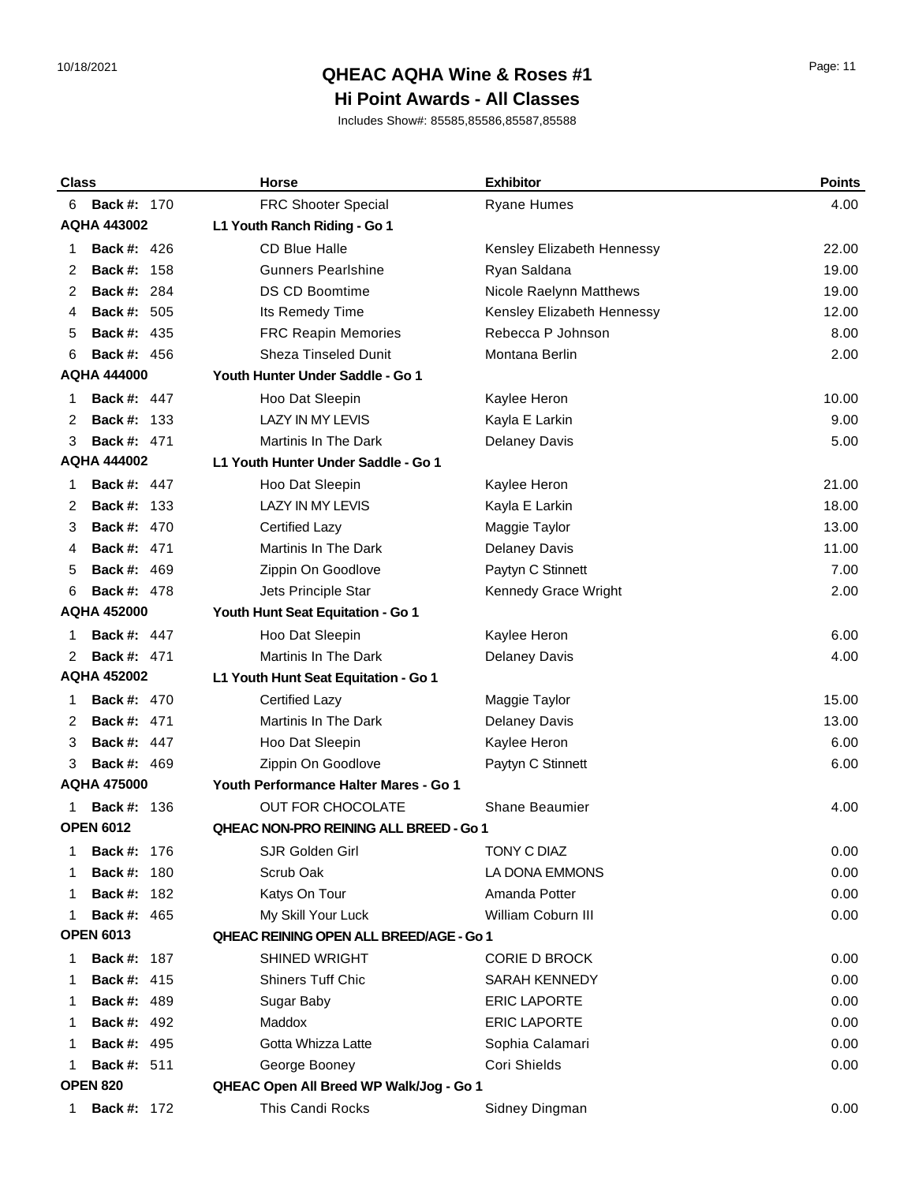# QHEAC AQHA Wine & Roses #1

## Hi Point Awards - All Classes

Includes Show#: 85585,85586,85587,85588

| Class | | Horse | Exhibitor | Points |
|---|---|---|---|---|
| 6 | **Back #:** 170 | FRC Shooter Special | Ryane Humes | 4.00 |
| **AQHA 443002** | | **L1 Youth Ranch Riding - Go 1** | | |
| 1 | **Back #:** 426 | CD Blue Halle | Kensley Elizabeth Hennessy | 22.00 |
| 2 | **Back #:** 158 | Gunners Pearlshine | Ryan Saldana | 19.00 |
| 2 | **Back #:** 284 | DS CD Boomtime | Nicole Raelynn Matthews | 19.00 |
| 4 | **Back #:** 505 | Its Remedy Time | Kensley Elizabeth Hennessy | 12.00 |
| 5 | **Back #:** 435 | FRC Reapin Memories | Rebecca P Johnson | 8.00 |
| 6 | **Back #:** 456 | Sheza Tinseled Dunit | Montana Berlin | 2.00 |
| **AQHA 444000** | | **Youth Hunter Under Saddle - Go 1** | | |
| 1 | **Back #:** 447 | Hoo Dat Sleepin | Kaylee Heron | 10.00 |
| 2 | **Back #:** 133 | LAZY IN MY LEVIS | Kayla E Larkin | 9.00 |
| 3 | **Back #:** 471 | Martinis In The Dark | Delaney Davis | 5.00 |
| **AQHA 444002** | | **L1 Youth Hunter Under Saddle - Go 1** | | |
| 1 | **Back #:** 447 | Hoo Dat Sleepin | Kaylee Heron | 21.00 |
| 2 | **Back #:** 133 | LAZY IN MY LEVIS | Kayla E Larkin | 18.00 |
| 3 | **Back #:** 470 | Certified Lazy | Maggie Taylor | 13.00 |
| 4 | **Back #:** 471 | Martinis In The Dark | Delaney Davis | 11.00 |
| 5 | **Back #:** 469 | Zippin On Goodlove | Paytyn C Stinnett | 7.00 |
| 6 | **Back #:** 478 | Jets Principle Star | Kennedy Grace Wright | 2.00 |
| **AQHA 452000** | | **Youth Hunt Seat Equitation - Go 1** | | |
| 1 | **Back #:** 447 | Hoo Dat Sleepin | Kaylee Heron | 6.00 |
| 2 | **Back #:** 471 | Martinis In The Dark | Delaney Davis | 4.00 |
| **AQHA 452002** | | **L1 Youth Hunt Seat Equitation - Go 1** | | |
| 1 | **Back #:** 470 | Certified Lazy | Maggie Taylor | 15.00 |
| 2 | **Back #:** 471 | Martinis In The Dark | Delaney Davis | 13.00 |
| 3 | **Back #:** 447 | Hoo Dat Sleepin | Kaylee Heron | 6.00 |
| 3 | **Back #:** 469 | Zippin On Goodlove | Paytyn C Stinnett | 6.00 |
| **AQHA 475000** | | **Youth Performance Halter Mares - Go 1** | | |
| 1 | **Back #:** 136 | OUT FOR CHOCOLATE | Shane Beaumier | 4.00 |
| **OPEN 6012** | | **QHEAC NON-PRO REINING ALL BREED - Go 1** | | |
| 1 | **Back #:** 176 | SJR Golden Girl | TONY C DIAZ | 0.00 |
| 1 | **Back #:** 180 | Scrub Oak | LA DONA EMMONS | 0.00 |
| 1 | **Back #:** 182 | Katys On Tour | Amanda Potter | 0.00 |
| 1 | **Back #:** 465 | My Skill Your Luck | William Coburn III | 0.00 |
| **OPEN 6013** | | **QHEAC REINING OPEN ALL BREED/AGE - Go 1** | | |
| 1 | **Back #:** 187 | SHINED WRIGHT | CORIE D BROCK | 0.00 |
| 1 | **Back #:** 415 | Shiners Tuff Chic | SARAH KENNEDY | 0.00 |
| 1 | **Back #:** 489 | Sugar Baby | ERIC LAPORTE | 0.00 |
| 1 | **Back #:** 492 | Maddox | ERIC LAPORTE | 0.00 |
| 1 | **Back #:** 495 | Gotta Whizza Latte | Sophia Calamari | 0.00 |
| 1 | **Back #:** 511 | George Booney | Cori Shields | 0.00 |
| **OPEN 820** | | **QHEAC Open All Breed WP Walk/Jog - Go 1** | | |
| 1 | **Back #:** 172 | This Candi Rocks | Sidney Dingman | 0.00 |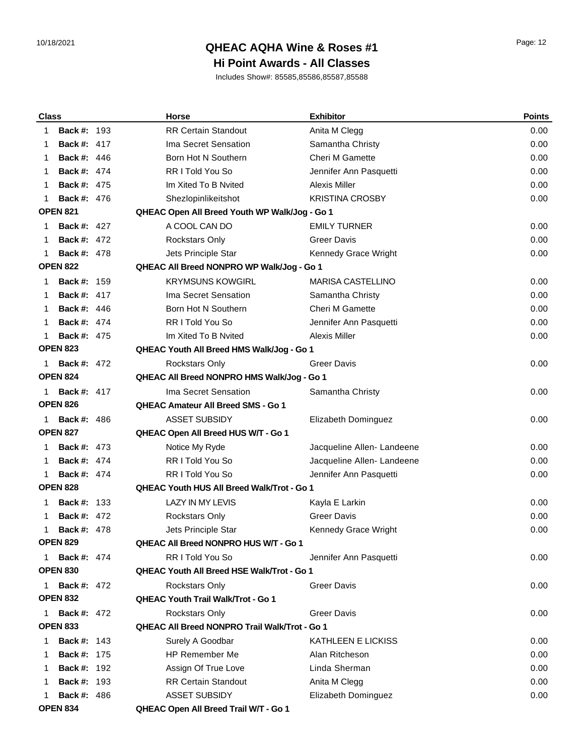# QHEAC AQHA Wine & Roses #1

## Hi Point Awards - All Classes

Includes Show#: 85585,85586,85587,85588

| Class | Horse | Exhibitor | Points |
|---|---|---|---|
| 1 **Back #:** 193 | RR Certain Standout | Anita M Clegg | 0.00 |
| 1 **Back #:** 417 | Ima Secret Sensation | Samantha Christy | 0.00 |
| 1 **Back #:** 446 | Born Hot N Southern | Cheri M Gamette | 0.00 |
| 1 **Back #:** 474 | RR I Told You So | Jennifer Ann Pasquetti | 0.00 |
| 1 **Back #:** 475 | Im Xited To B Nvited | Alexis Miller | 0.00 |
| 1 **Back #:** 476 | Shezlopinlikeitshot | KRISTINA CROSBY | 0.00 |
| **OPEN 821** | **QHEAC Open All Breed Youth WP Walk/Jog - Go 1** | | |
| 1 **Back #:** 427 | A COOL CAN DO | EMILY TURNER | 0.00 |
| 1 **Back #:** 472 | Rockstars Only | Greer Davis | 0.00 |
| 1 **Back #:** 478 | Jets Principle Star | Kennedy Grace Wright | 0.00 |
| **OPEN 822** | **QHEAC All Breed NONPRO WP Walk/Jog - Go 1** | | |
| 1 **Back #:** 159 | KRYMSUNS KOWGIRL | MARISA CASTELLINO | 0.00 |
| 1 **Back #:** 417 | Ima Secret Sensation | Samantha Christy | 0.00 |
| 1 **Back #:** 446 | Born Hot N Southern | Cheri M Gamette | 0.00 |
| 1 **Back #:** 474 | RR I Told You So | Jennifer Ann Pasquetti | 0.00 |
| 1 **Back #:** 475 | Im Xited To B Nvited | Alexis Miller | 0.00 |
| **OPEN 823** | **QHEAC Youth All Breed HMS Walk/Jog - Go 1** | | |
| 1 **Back #:** 472 | Rockstars Only | Greer Davis | 0.00 |
| **OPEN 824** | **QHEAC All Breed NONPRO HMS Walk/Jog - Go 1** | | |
| 1 **Back #:** 417 | Ima Secret Sensation | Samantha Christy | 0.00 |
| **OPEN 826** | **QHEAC Amateur All Breed SMS - Go 1** | | |
| 1 **Back #:** 486 | ASSET SUBSIDY | Elizabeth Dominguez | 0.00 |
| **OPEN 827** | **QHEAC Open All Breed HUS W/T - Go 1** | | |
| 1 **Back #:** 473 | Notice My Ryde | Jacqueline Allen- Landeene | 0.00 |
| 1 **Back #:** 474 | RR I Told You So | Jacqueline Allen- Landeene | 0.00 |
| 1 **Back #:** 474 | RR I Told You So | Jennifer Ann Pasquetti | 0.00 |
| **OPEN 828** | **QHEAC Youth HUS All Breed Walk/Trot - Go 1** | | |
| 1 **Back #:** 133 | LAZY IN MY LEVIS | Kayla E Larkin | 0.00 |
| 1 **Back #:** 472 | Rockstars Only | Greer Davis | 0.00 |
| 1 **Back #:** 478 | Jets Principle Star | Kennedy Grace Wright | 0.00 |
| **OPEN 829** | **QHEAC All Breed NONPRO HUS W/T - Go 1** | | |
| 1 **Back #:** 474 | RR I Told You So | Jennifer Ann Pasquetti | 0.00 |
| **OPEN 830** | **QHEAC Youth All Breed HSE Walk/Trot - Go 1** | | |
| 1 **Back #:** 472 | Rockstars Only | Greer Davis | 0.00 |
| **OPEN 832** | **QHEAC Youth Trail Walk/Trot - Go 1** | | |
| 1 **Back #:** 472 | Rockstars Only | Greer Davis | 0.00 |
| **OPEN 833** | **QHEAC All Breed NONPRO Trail Walk/Trot - Go 1** | | |
| 1 **Back #:** 143 | Surely A Goodbar | KATHLEEN E LICKISS | 0.00 |
| 1 **Back #:** 175 | HP Remember Me | Alan Ritcheson | 0.00 |
| 1 **Back #:** 192 | Assign Of True Love | Linda Sherman | 0.00 |
| 1 **Back #:** 193 | RR Certain Standout | Anita M Clegg | 0.00 |
| 1 **Back #:** 486 | ASSET SUBSIDY | Elizabeth Dominguez | 0.00 |
| **OPEN 834** | **QHEAC Open All Breed Trail W/T - Go 1** | | |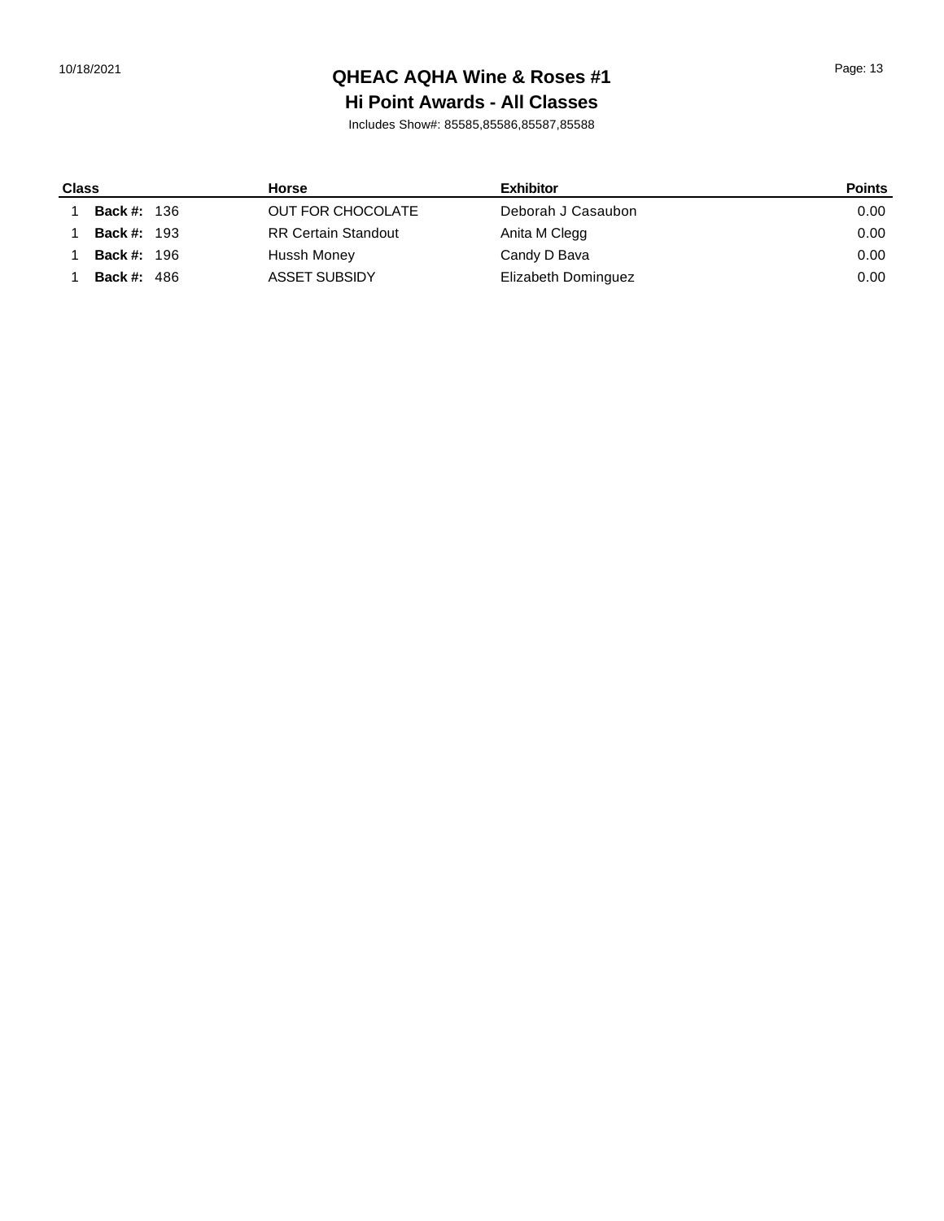# QHEAC AQHA Wine & Roses #1

## Hi Point Awards - All Classes

Includes Show#: 85585,85586,85587,85588

| Class | | Horse | Exhibitor | Points |
|---|---|---|---|---|
| 1 | **Back #:** 136 | OUT FOR CHOCOLATE | Deborah J Casaubon | 0.00 |
| 1 | **Back #:** 193 | RR Certain Standout | Anita M Clegg | 0.00 |
| 1 | **Back #:** 196 | Hussh Money | Candy D Bava | 0.00 |
| 1 | **Back #:** 486 | ASSET SUBSIDY | Elizabeth Dominguez | 0.00 |